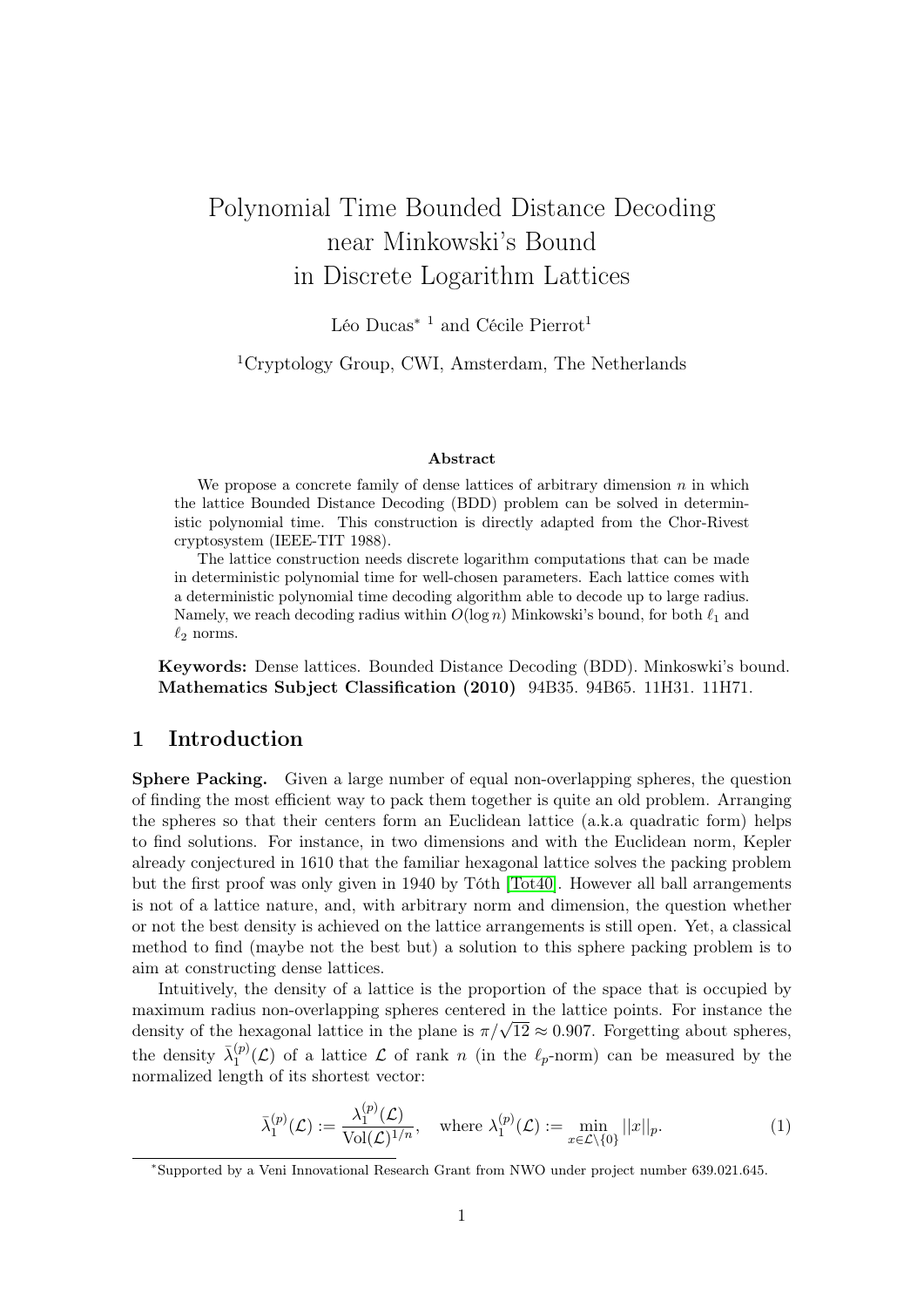# Polynomial Time Bounded Distance Decoding near Minkowski's Bound in Discrete Logarithm Lattices

Léo Ducas* [1] and Cécile Pierrot[1]

[1]Cryptology Group, CWI, Amsterdam, The Netherlands

### Abstract

We propose a concrete family of dense lattices of arbitrary dimension $n$ in which the lattice Bounded Distance Decoding (BDD) problem can be solved in deterministic polynomial time. This construction is directly adapted from the Chor-Rivest cryptosystem (IEEE-TIT 1988).

The lattice construction needs discrete logarithm computations that can be made in deterministic polynomial time for well-chosen parameters. Each lattice comes with a deterministic polynomial time decoding algorithm able to decode up to large radius. Namely, we reach decoding radius within $O(\log n)$ Minkowski's bound, for both $\ell_1$ and $\ell_2$ norms.

**Keywords:** Dense lattices. Bounded Distance Decoding (BDD). Minkowski's bound.
**Mathematics Subject Classification (2010)** 94B35. 94B65. 11H31. 11H71.

## 1 Introduction

**Sphere Packing.** Given a large number of equal non-overlapping spheres, the question of finding the most efficient way to pack them together is quite an old problem. Arranging the spheres so that their centers form an Euclidean lattice (a.k.a quadratic form) helps to find solutions. For instance, in two dimensions and with the Euclidean norm, Kepler already conjectured in 1610 that the familiar hexagonal lattice solves the packing problem but the first proof was only given in 1940 by Tóth [Tot40]. However all ball arrangements is not of a lattice nature, and, with arbitrary norm and dimension, the question whether or not the best density is achieved on the lattice arrangements is still open. Yet, a classical method to find (maybe not the best but) a solution to this sphere packing problem is to aim at constructing dense lattices.

Intuitively, the density of a lattice is the proportion of the space that is occupied by maximum radius non-overlapping spheres centered in the lattice points. For instance the density of the hexagonal lattice in the plane is $\pi/\sqrt{12} \approx 0.907$. Forgetting about spheres, the density $\bar{\lambda}_1^{(p)}(\mathcal{L})$ of a lattice $\mathcal{L}$ of rank $n$ (in the $\ell_p$-norm) can be measured by the normalized length of its shortest vector:

$$\bar{\lambda}_1^{(p)}(\mathcal{L}) := \frac{\lambda_1^{(p)}(\mathcal{L})}{\mathrm{Vol}(\mathcal{L})^{1/n}}, \quad \text{where } \lambda_1^{(p)}(\mathcal{L}) := \min_{x \in \mathcal{L}\setminus\{0\}} ||x||_p. \tag{1}$$

*Supported by a Veni Innovational Research Grant from NWO under project number 639.021.645.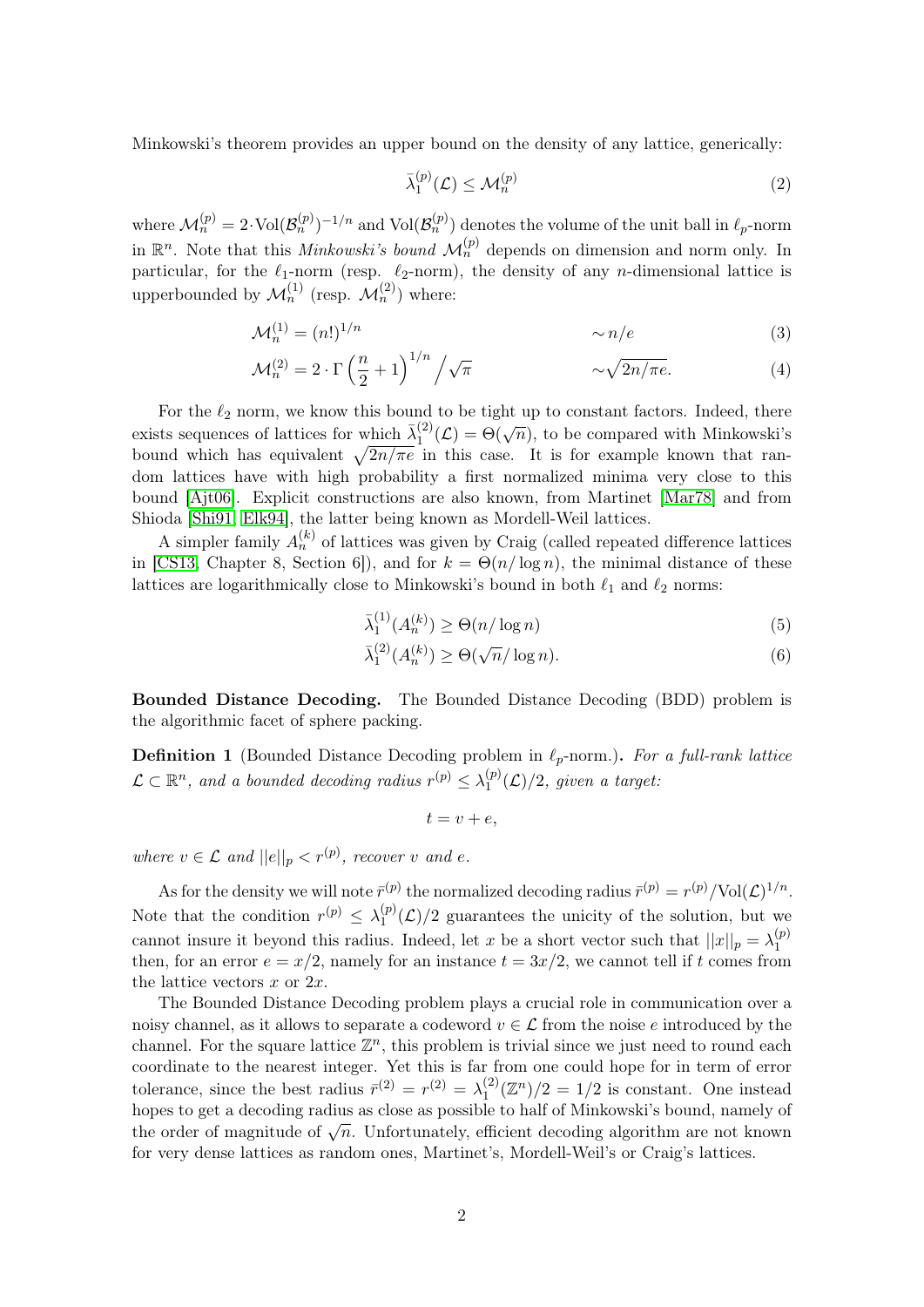Minkowski's theorem provides an upper bound on the density of any lattice, generically:

$$\bar{\lambda}_1^{(p)}(\mathcal{L}) \leq \mathcal{M}_n^{(p)} \tag{2}$$

where $\mathcal{M}_n^{(p)} = 2 \cdot \mathrm{Vol}(\mathcal{B}_n^{(p)})^{-1/n}$ and $\mathrm{Vol}(\mathcal{B}_n^{(p)})$ denotes the volume of the unit ball in $\ell_p$-norm in $\mathbb{R}^n$. Note that this *Minkowski's bound* $\mathcal{M}_n^{(p)}$ depends on dimension and norm only. In particular, for the $\ell_1$-norm (resp. $\ell_2$-norm), the density of any $n$-dimensional lattice is upperbounded by $\mathcal{M}_n^{(1)}$ (resp. $\mathcal{M}_n^{(2)}$) where:

$$\mathcal{M}_n^{(1)} = (n!)^{1/n} \qquad \sim n/e \tag{3}$$

$$\mathcal{M}_n^{(2)} = 2 \cdot \Gamma\left(\frac{n}{2}+1\right)^{1/n} \Big/ \sqrt{\pi} \qquad \sim \sqrt{2n/\pi e}. \tag{4}$$

For the $\ell_2$ norm, we know this bound to be tight up to constant factors. Indeed, there exists sequences of lattices for which $\bar{\lambda}_1^{(2)}(\mathcal{L}) = \Theta(\sqrt{n})$, to be compared with Minkowski's bound which has equivalent $\sqrt{2n/\pi e}$ in this case. It is for example known that random lattices have with high probability a first normalized minima very close to this bound [Ajt06]. Explicit constructions are also known, from Martinet [Mar78] and from Shioda [Shi91, Elk94], the latter being known as Mordell-Weil lattices.

A simpler family $A_n^{(k)}$ of lattices was given by Craig (called repeated difference lattices in [CS13, Chapter 8, Section 6]), and for $k = \Theta(n/\log n)$, the minimal distance of these lattices are logarithmically close to Minkowski's bound in both $\ell_1$ and $\ell_2$ norms:

$$\bar{\lambda}_1^{(1)}(A_n^{(k)}) \geq \Theta(n/\log n) \tag{5}$$

$$\bar{\lambda}_1^{(2)}(A_n^{(k)}) \geq \Theta(\sqrt{n}/\log n). \tag{6}$$

**Bounded Distance Decoding.** The Bounded Distance Decoding (BDD) problem is the algorithmic facet of sphere packing.

**Definition 1** (Bounded Distance Decoding problem in $\ell_p$-norm.)**.** *For a full-rank lattice $\mathcal{L} \subset \mathbb{R}^n$, and a bounded decoding radius $r^{(p)} \leq \lambda_1^{(p)}(\mathcal{L})/2$, given a target:*

$$t = v + e,$$

*where $v \in \mathcal{L}$ and $||e||_p < r^{(p)}$, recover $v$ and $e$.*

As for the density we will note $\bar{r}^{(p)}$ the normalized decoding radius $\bar{r}^{(p)} = r^{(p)}/\mathrm{Vol}(\mathcal{L})^{1/n}$. Note that the condition $r^{(p)} \leq \lambda_1^{(p)}(\mathcal{L})/2$ guarantees the unicity of the solution, but we cannot insure it beyond this radius. Indeed, let $x$ be a short vector such that $||x||_p = \lambda_1^{(p)}$ then, for an error $e = x/2$, namely for an instance $t = 3x/2$, we cannot tell if $t$ comes from the lattice vectors $x$ or $2x$.

The Bounded Distance Decoding problem plays a crucial role in communication over a noisy channel, as it allows to separate a codeword $v \in \mathcal{L}$ from the noise $e$ introduced by the channel. For the square lattice $\mathbb{Z}^n$, this problem is trivial since we just need to round each coordinate to the nearest integer. Yet this is far from one could hope for in term of error tolerance, since the best radius $\bar{r}^{(2)} = r^{(2)} = \lambda_1^{(2)}(\mathbb{Z}^n)/2 = 1/2$ is constant. One instead hopes to get a decoding radius as close as possible to half of Minkowski's bound, namely of the order of magnitude of $\sqrt{n}$. Unfortunately, efficient decoding algorithm are not known for very dense lattices as random ones, Martinet's, Mordell-Weil's or Craig's lattices.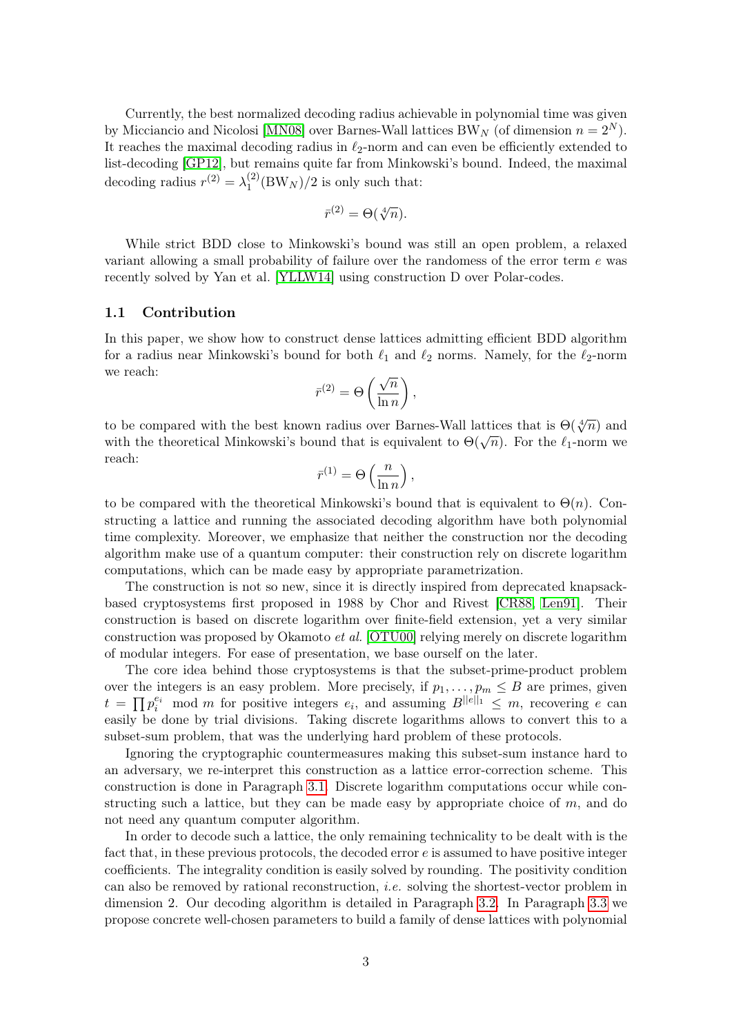Currently, the best normalized decoding radius achievable in polynomial time was given by Micciancio and Nicolosi [MN08] over Barnes-Wall lattices $\mathrm{BW}_N$ (of dimension $n = 2^N$). It reaches the maximal decoding radius in $\ell_2$-norm and can even be efficiently extended to list-decoding [GP12], but remains quite far from Minkowski's bound. Indeed, the maximal decoding radius $r^{(2)} = \lambda_1^{(2)}(\mathrm{BW}_N)/2$ is only such that:

$$\bar{r}^{(2)} = \Theta(\sqrt[4]{n}).$$

While strict BDD close to Minkowski's bound was still an open problem, a relaxed variant allowing a small probability of failure over the randomess of the error term $e$ was recently solved by Yan et al. [YLLW14] using construction D over Polar-codes.

## 1.1 Contribution

In this paper, we show how to construct dense lattices admitting efficient BDD algorithm for a radius near Minkowski's bound for both $\ell_1$ and $\ell_2$ norms. Namely, for the $\ell_2$-norm we reach:

$$\bar{r}^{(2)} = \Theta\left(\frac{\sqrt{n}}{\ln n}\right),$$

to be compared with the best known radius over Barnes-Wall lattices that is $\Theta(\sqrt[4]{n})$ and with the theoretical Minkowski's bound that is equivalent to $\Theta(\sqrt{n})$. For the $\ell_1$-norm we reach:

$$\bar{r}^{(1)} = \Theta\left(\frac{n}{\ln n}\right),$$

to be compared with the theoretical Minkowski's bound that is equivalent to $\Theta(n)$. Constructing a lattice and running the associated decoding algorithm have both polynomial time complexity. Moreover, we emphasize that neither the construction nor the decoding algorithm make use of a quantum computer: their construction rely on discrete logarithm computations, which can be made easy by appropriate parametrization.

The construction is not so new, since it is directly inspired from deprecated knapsack-based cryptosystems first proposed in 1988 by Chor and Rivest [CR88, Len91]. Their construction is based on discrete logarithm over finite-field extension, yet a very similar construction was proposed by Okamoto *et al.* [OTU00] relying merely on discrete logarithm of modular integers. For ease of presentation, we base ourself on the later.

The core idea behind those cryptosystems is that the subset-prime-product problem over the integers is an easy problem. More precisely, if $p_1, \ldots, p_m \leq B$ are primes, given $t = \prod p_i^{e_i} \mod m$ for positive integers $e_i$, and assuming $B^{\|e\|_1} \leq m$, recovering $e$ can easily be done by trial divisions. Taking discrete logarithms allows to convert this to a subset-sum problem, that was the underlying hard problem of these protocols.

Ignoring the cryptographic countermeasures making this subset-sum instance hard to an adversary, we re-interpret this construction as a lattice error-correction scheme. This construction is done in Paragraph 3.1. Discrete logarithm computations occur while constructing such a lattice, but they can be made easy by appropriate choice of $m$, and do not need any quantum computer algorithm.

In order to decode such a lattice, the only remaining technicality to be dealt with is the fact that, in these previous protocols, the decoded error $e$ is assumed to have positive integer coefficients. The integrality condition is easily solved by rounding. The positivity condition can also be removed by rational reconstruction, *i.e.* solving the shortest-vector problem in dimension 2. Our decoding algorithm is detailed in Paragraph 3.2. In Paragraph 3.3 we propose concrete well-chosen parameters to build a family of dense lattices with polynomial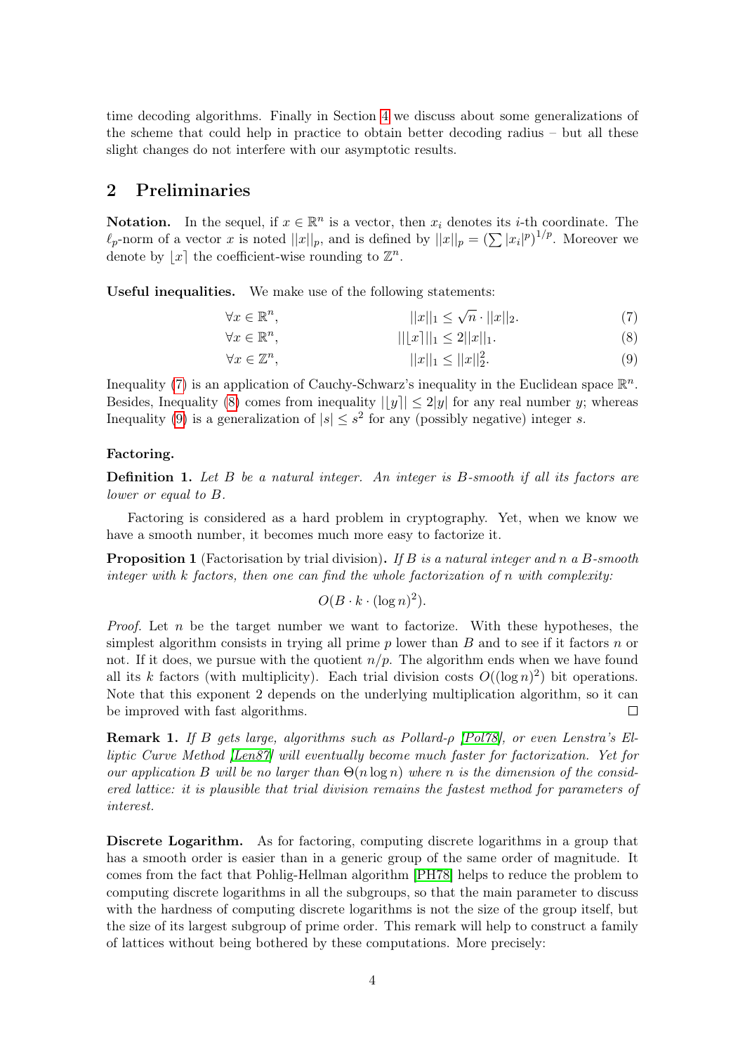time decoding algorithms. Finally in Section 4 we discuss about some generalizations of the scheme that could help in practice to obtain better decoding radius – but all these slight changes do not interfere with our asymptotic results.

## 2 Preliminaries

**Notation.** In the sequel, if $x \in \mathbb{R}^n$ is a vector, then $x_i$ denotes its $i$-th coordinate. The $\ell_p$-norm of a vector $x$ is noted $||x||_p$, and is defined by $||x||_p = \left(\sum |x_i|^p\right)^{1/p}$. Moreover we denote by $\lfloor x \rceil$ the coefficient-wise rounding to $\mathbb{Z}^n$.

**Useful inequalities.** We make use of the following statements:

$$\forall x \in \mathbb{R}^n, \qquad ||x||_1 \leq \sqrt{n} \cdot ||x||_2. \tag{7}$$

$$\forall x \in \mathbb{R}^n, \qquad ||\lfloor x \rceil||_1 \leq 2||x||_1. \tag{8}$$

$$\forall x \in \mathbb{Z}^n, \qquad ||x||_1 \leq ||x||_2^2. \tag{9}$$

Inequality (7) is an application of Cauchy-Schwarz's inequality in the Euclidean space $\mathbb{R}^n$. Besides, Inequality (8) comes from inequality $|\lfloor y \rceil| \leq 2|y|$ for any real number $y$; whereas Inequality (9) is a generalization of $|s| \leq s^2$ for any (possibly negative) integer $s$.

**Factoring.**

**Definition 1.** *Let $B$ be a natural integer. An integer is $B$-smooth if all its factors are lower or equal to $B$.*

Factoring is considered as a hard problem in cryptography. Yet, when we know we have a smooth number, it becomes much more easy to factorize it.

**Proposition 1** (Factorisation by trial division)**.** *If $B$ is a natural integer and $n$ a $B$-smooth integer with $k$ factors, then one can find the whole factorization of $n$ with complexity:*

$$O(B \cdot k \cdot (\log n)^2).$$

*Proof.* Let $n$ be the target number we want to factorize. With these hypotheses, the simplest algorithm consists in trying all prime $p$ lower than $B$ and to see if it factors $n$ or not. If it does, we pursue with the quotient $n/p$. The algorithm ends when we have found all its $k$ factors (with multiplicity). Each trial division costs $O((\log n)^2)$ bit operations. Note that this exponent 2 depends on the underlying multiplication algorithm, so it can be improved with fast algorithms. □

**Remark 1.** *If $B$ gets large, algorithms such as Pollard-$\rho$ [Pol78], or even Lenstra's Elliptic Curve Method [Len87] will eventually become much faster for factorization. Yet for our application $B$ will be no larger than $\Theta(n \log n)$ where $n$ is the dimension of the considered lattice: it is plausible that trial division remains the fastest method for parameters of interest.*

**Discrete Logarithm.** As for factoring, computing discrete logarithms in a group that has a smooth order is easier than in a generic group of the same order of magnitude. It comes from the fact that Pohlig-Hellman algorithm [PH78] helps to reduce the problem to computing discrete logarithms in all the subgroups, so that the main parameter to discuss with the hardness of computing discrete logarithms is not the size of the group itself, but the size of its largest subgroup of prime order. This remark will help to construct a family of lattices without being bothered by these computations. More precisely: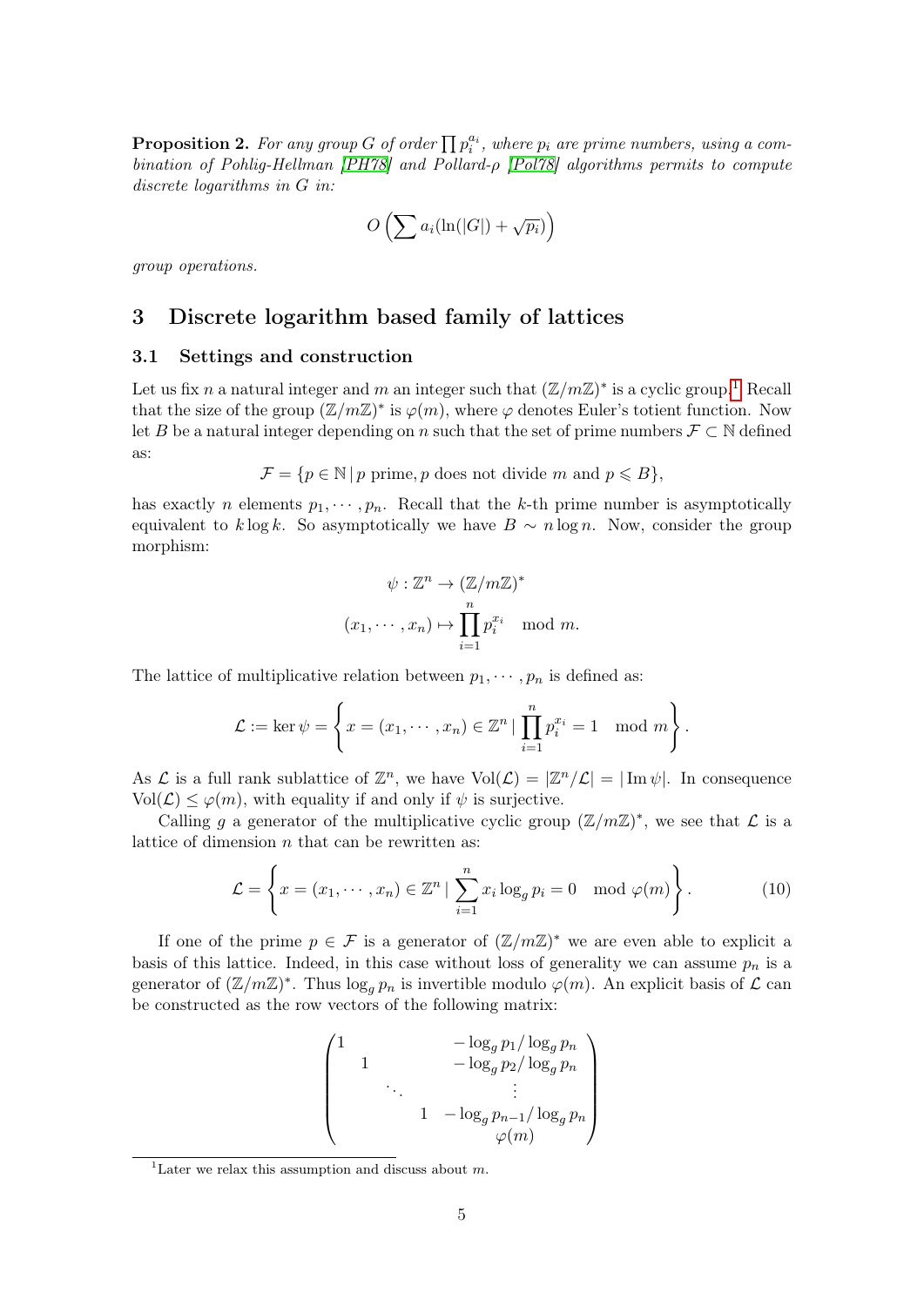**Proposition 2.** *For any group $G$ of order $\prod p_i^{a_i}$, where $p_i$ are prime numbers, using a combination of Pohlig-Hellman [PH78] and Pollard-$\rho$ [Pol78] algorithms permits to compute discrete logarithms in $G$ in:*

$$O\left(\sum a_i(\ln(|G|) + \sqrt{p_i})\right)$$

*group operations.*

# 3 Discrete logarithm based family of lattices

## 3.1 Settings and construction

Let us fix $n$ a natural integer and $m$ an integer such that $(\mathbb{Z}/m\mathbb{Z})^*$ is a cyclic group.[1] Recall that the size of the group $(\mathbb{Z}/m\mathbb{Z})^*$ is $\varphi(m)$, where $\varphi$ denotes Euler's totient function. Now let $B$ be a natural integer depending on $n$ such that the set of prime numbers $\mathcal{F} \subset \mathbb{N}$ defined as:

$$\mathcal{F} = \{p \in \mathbb{N} \mid p \text{ prime}, p \text{ does not divide } m \text{ and } p \leqslant B\},$$

has exactly $n$ elements $p_1, \cdots, p_n$. Recall that the $k$-th prime number is asymptotically equivalent to $k \log k$. So asymptotically we have $B \sim n \log n$. Now, consider the group morphism:

$$\begin{aligned}\psi : \mathbb{Z}^n &\to (\mathbb{Z}/m\mathbb{Z})^* \\ (x_1, \cdots, x_n) &\mapsto \prod_{i=1}^{n} p_i^{x_i} \mod m.\end{aligned}$$

The lattice of multiplicative relation between $p_1, \cdots, p_n$ is defined as:

$$\mathcal{L} := \ker \psi = \left\{ x = (x_1, \cdots, x_n) \in \mathbb{Z}^n \mid \prod_{i=1}^{n} p_i^{x_i} = 1 \mod m \right\}.$$

As $\mathcal{L}$ is a full rank sublattice of $\mathbb{Z}^n$, we have $\mathrm{Vol}(\mathcal{L}) = |\mathbb{Z}^n/\mathcal{L}| = |\operatorname{Im} \psi|$. In consequence $\mathrm{Vol}(\mathcal{L}) \leq \varphi(m)$, with equality if and only if $\psi$ is surjective.

Calling $g$ a generator of the multiplicative cyclic group $(\mathbb{Z}/m\mathbb{Z})^*$, we see that $\mathcal{L}$ is a lattice of dimension $n$ that can be rewritten as:

$$\mathcal{L} = \left\{ x = (x_1, \cdots, x_n) \in \mathbb{Z}^n \mid \sum_{i=1}^{n} x_i \log_g p_i = 0 \mod \varphi(m) \right\}. \tag{10}$$

If one of the prime $p \in \mathcal{F}$ is a generator of $(\mathbb{Z}/m\mathbb{Z})^*$ we are even able to explicit a basis of this lattice. Indeed, in this case without loss of generality we can assume $p_n$ is a generator of $(\mathbb{Z}/m\mathbb{Z})^*$. Thus $\log_g p_n$ is invertible modulo $\varphi(m)$. An explicit basis of $\mathcal{L}$ can be constructed as the row vectors of the following matrix:

$$\begin{pmatrix} 1 & & & & -\log_g p_1 / \log_g p_n \\ & 1 & & & -\log_g p_2 / \log_g p_n \\ & & \ddots & & \vdots \\ & & & 1 & -\log_g p_{n-1} / \log_g p_n \\ & & & & \varphi(m) \end{pmatrix}$$

[1] Later we relax this assumption and discuss about $m$.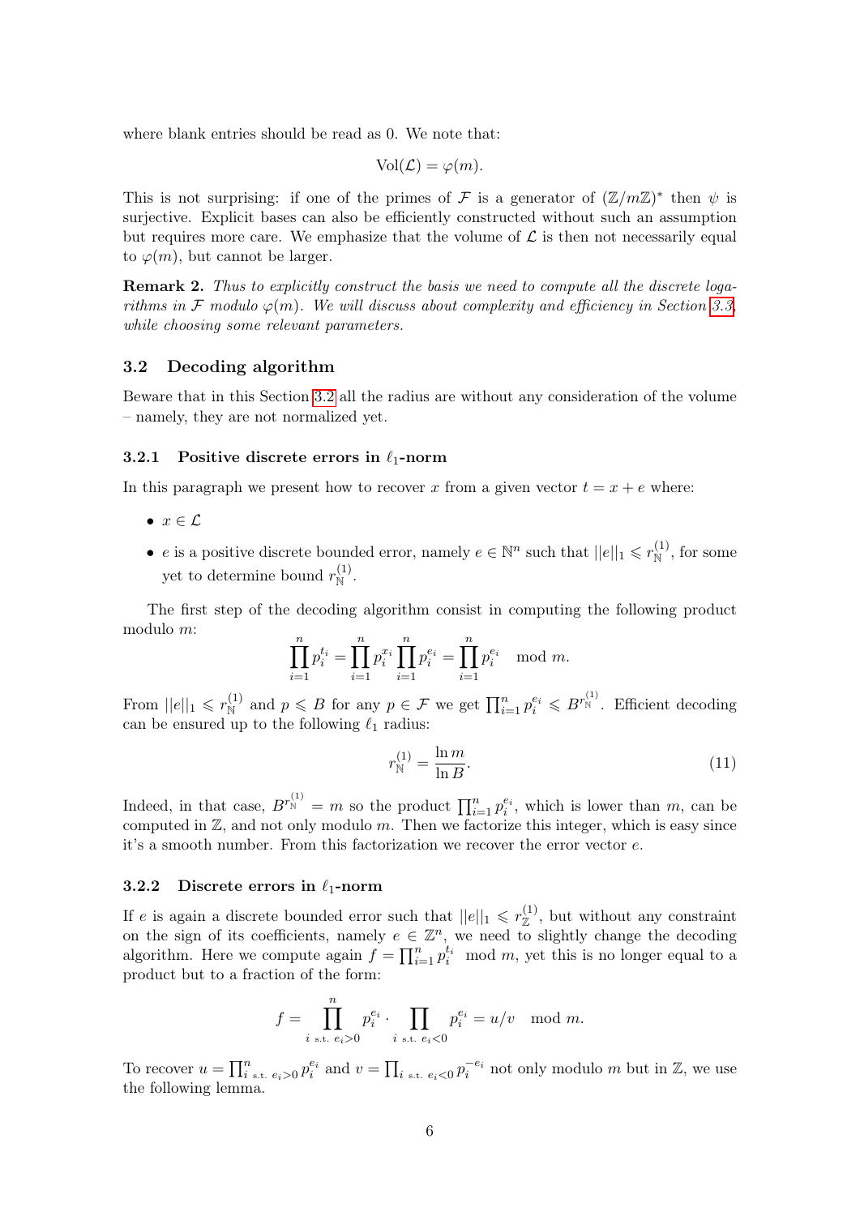where blank entries should be read as 0. We note that:

$$\mathrm{Vol}(\mathcal{L}) = \varphi(m).$$

This is not surprising: if one of the primes of $\mathcal{F}$ is a generator of $(\mathbb{Z}/m\mathbb{Z})^*$ then $\psi$ is surjective. Explicit bases can also be efficiently constructed without such an assumption but requires more care. We emphasize that the volume of $\mathcal{L}$ is then not necessarily equal to $\varphi(m)$, but cannot be larger.

**Remark 2.** *Thus to explicitly construct the basis we need to compute all the discrete logarithms in $\mathcal{F}$ modulo $\varphi(m)$. We will discuss about complexity and efficiency in Section 3.3, while choosing some relevant parameters.*

## 3.2 Decoding algorithm

Beware that in this Section 3.2 all the radius are without any consideration of the volume – namely, they are not normalized yet.

### 3.2.1 Positive discrete errors in $\ell_1$-norm

In this paragraph we present how to recover $x$ from a given vector $t = x + e$ where:

- $x \in \mathcal{L}$
- $e$ is a positive discrete bounded error, namely $e \in \mathbb{N}^n$ such that $||e||_1 \leqslant r_{\mathbb{N}}^{(1)}$, for some yet to determine bound $r_{\mathbb{N}}^{(1)}$.

The first step of the decoding algorithm consist in computing the following product modulo $m$:

$$\prod_{i=1}^{n} p_i^{t_i} = \prod_{i=1}^{n} p_i^{x_i} \prod_{i=1}^{n} p_i^{e_i} = \prod_{i=1}^{n} p_i^{e_i} \mod m.$$

From $||e||_1 \leqslant r_{\mathbb{N}}^{(1)}$ and $p \leqslant B$ for any $p \in \mathcal{F}$ we get $\prod_{i=1}^{n} p_i^{e_i} \leqslant B^{r_{\mathbb{N}}^{(1)}}$. Efficient decoding can be ensured up to the following $\ell_1$ radius:

$$r_{\mathbb{N}}^{(1)} = \frac{\ln m}{\ln B}. \tag{11}$$

Indeed, in that case, $B^{r_{\mathbb{N}}^{(1)}} = m$ so the product $\prod_{i=1}^{n} p_i^{e_i}$, which is lower than $m$, can be computed in $\mathbb{Z}$, and not only modulo $m$. Then we factorize this integer, which is easy since it's a smooth number. From this factorization we recover the error vector $e$.

### 3.2.2 Discrete errors in $\ell_1$-norm

If $e$ is again a discrete bounded error such that $||e||_1 \leqslant r_{\mathbb{Z}}^{(1)}$, but without any constraint on the sign of its coefficients, namely $e \in \mathbb{Z}^n$, we need to slightly change the decoding algorithm. Here we compute again $f = \prod_{i=1}^{n} p_i^{t_i} \mod m$, yet this is no longer equal to a product but to a fraction of the form:

$$f = \prod_{i \text{ s.t. } e_i > 0}^{n} p_i^{e_i} \cdot \prod_{i \text{ s.t. } e_i < 0} p_i^{e_i} = u/v \mod m.$$

To recover $u = \prod_{i \text{ s.t. } e_i>0}^{n} p_i^{e_i}$ and $v = \prod_{i \text{ s.t. } e_i<0} p_i^{-e_i}$ not only modulo $m$ but in $\mathbb{Z}$, we use the following lemma.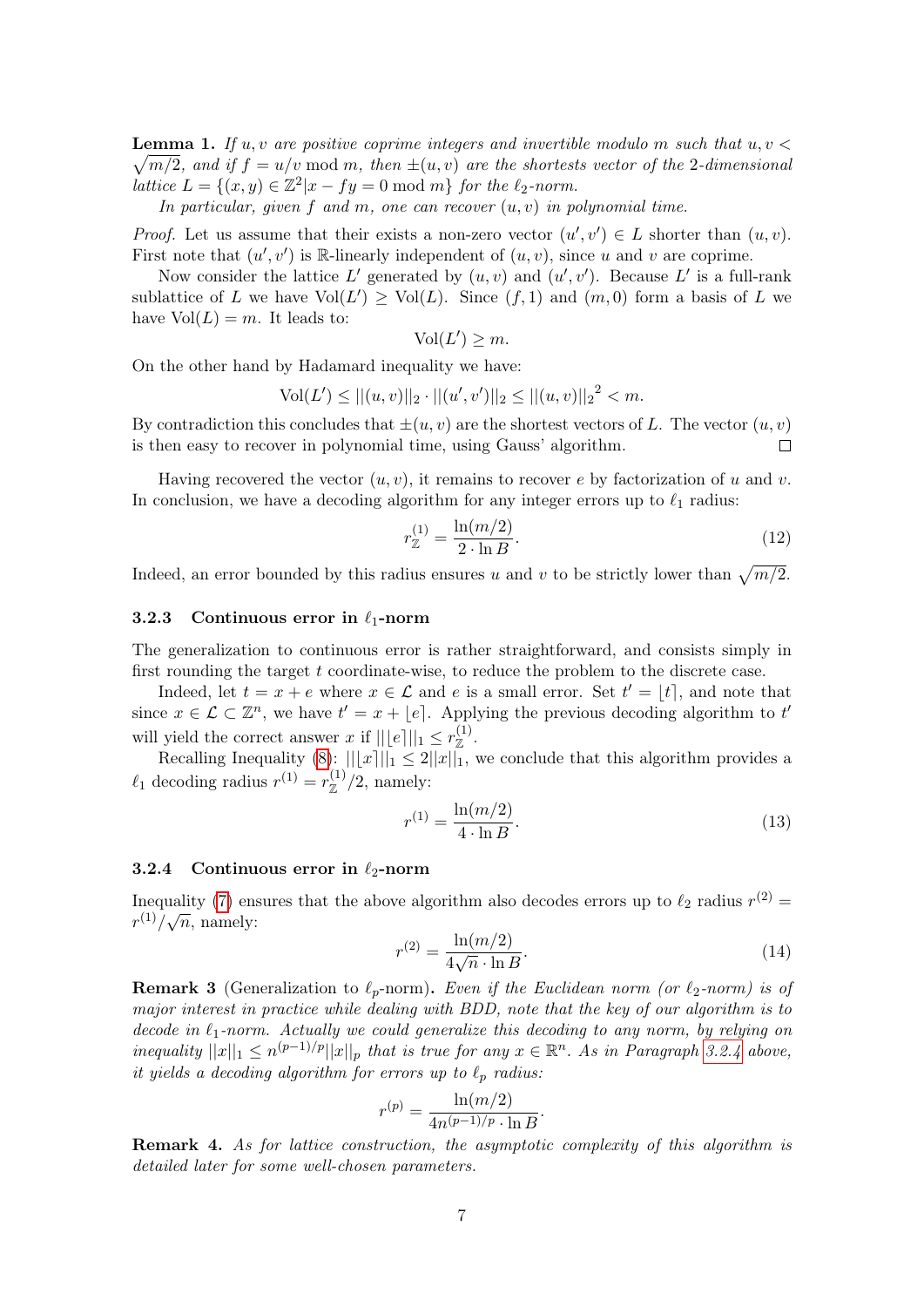**Lemma 1.** *If $u, v$ are positive coprime integers and invertible modulo $m$ such that $u, v < \sqrt{m/2}$, and if $f = u/v \bmod m$, then $\pm(u, v)$ are the shortests vector of the 2-dimensional lattice $L = \{(x, y) \in \mathbb{Z}^2 | x - fy = 0 \bmod m\}$ for the $\ell_2$-norm.*

*In particular, given $f$ and $m$, one can recover $(u, v)$ in polynomial time.*

*Proof.* Let us assume that their exists a non-zero vector $(u', v') \in L$ shorter than $(u, v)$. First note that $(u', v')$ is $\mathbb{R}$-linearly independent of $(u, v)$, since $u$ and $v$ are coprime.

Now consider the lattice $L'$ generated by $(u, v)$ and $(u', v')$. Because $L'$ is a full-rank sublattice of $L$ we have $\mathrm{Vol}(L') \geq \mathrm{Vol}(L)$. Since $(f, 1)$ and $(m, 0)$ form a basis of $L$ we have $\mathrm{Vol}(L) = m$. It leads to:

$$\mathrm{Vol}(L') \geq m.$$

On the other hand by Hadamard inequality we have:

$$\mathrm{Vol}(L') \leq ||(u, v)||_2 \cdot ||(u', v')||_2 \leq ||(u, v)||_2{}^2 < m.$$

By contradiction this concludes that $\pm(u, v)$ are the shortest vectors of $L$. The vector $(u, v)$ is then easy to recover in polynomial time, using Gauss' algorithm. $\square$

Having recovered the vector $(u, v)$, it remains to recover $e$ by factorization of $u$ and $v$. In conclusion, we have a decoding algorithm for any integer errors up to $\ell_1$ radius:

$$r_{\mathbb{Z}}^{(1)} = \frac{\ln(m/2)}{2 \cdot \ln B}. \tag{12}$$

Indeed, an error bounded by this radius ensures $u$ and $v$ to be strictly lower than $\sqrt{m/2}$.

### 3.2.3 Continuous error in $\ell_1$-norm

The generalization to continuous error is rather straightforward, and consists simply in first rounding the target $t$ coordinate-wise, to reduce the problem to the discrete case.

Indeed, let $t = x + e$ where $x \in \mathcal{L}$ and $e$ is a small error. Set $t' = \lfloor t \rceil$, and note that since $x \in \mathcal{L} \subset \mathbb{Z}^n$, we have $t' = x + \lfloor e \rceil$. Applying the previous decoding algorithm to $t'$ will yield the correct answer $x$ if $||\lfloor e \rceil||_1 \leq r_{\mathbb{Z}}^{(1)}$.

Recalling Inequality (8): $||\lfloor x \rceil||_1 \leq 2||x||_1$, we conclude that this algorithm provides a $\ell_1$ decoding radius $r^{(1)} = r_{\mathbb{Z}}^{(1)}/2$, namely:

$$r^{(1)} = \frac{\ln(m/2)}{4 \cdot \ln B}. \tag{13}$$

### 3.2.4 Continuous error in $\ell_2$-norm

Inequality (7) ensures that the above algorithm also decodes errors up to $\ell_2$ radius $r^{(2)} = r^{(1)}/\sqrt{n}$, namely:

$$r^{(2)} = \frac{\ln(m/2)}{4\sqrt{n} \cdot \ln B}. \tag{14}$$

**Remark 3** (Generalization to $\ell_p$-norm)**.** *Even if the Euclidean norm (or $\ell_2$-norm) is of major interest in practice while dealing with BDD, note that the key of our algorithm is to decode in $\ell_1$-norm. Actually we could generalize this decoding to any norm, by relying on inequality $||x||_1 \leq n^{(p-1)/p}||x||_p$ that is true for any $x \in \mathbb{R}^n$. As in Paragraph 3.2.4 above, it yields a decoding algorithm for errors up to $\ell_p$ radius:*

$$r^{(p)} = \frac{\ln(m/2)}{4n^{(p-1)/p} \cdot \ln B}.$$

**Remark 4.** *As for lattice construction, the asymptotic complexity of this algorithm is detailed later for some well-chosen parameters.*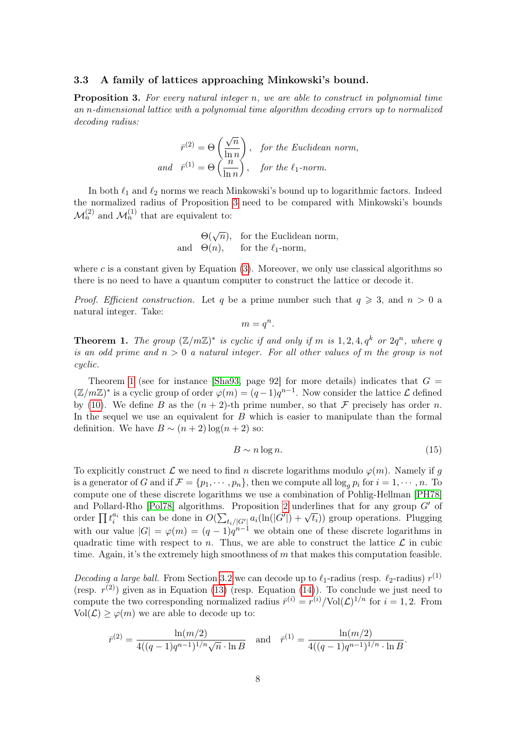### 3.3 A family of lattices approaching Minkowski's bound.

**Proposition 3.** *For every natural integer $n$, we are able to construct in polynomial time an $n$-dimensional lattice with a polynomial time algorithm decoding errors up to normalized decoding radius:*

$$\bar{r}^{(2)} = \Theta\left(\frac{\sqrt{n}}{\ln n}\right), \quad \textit{for the Euclidean norm,}$$
$$\textit{and} \quad \bar{r}^{(1)} = \Theta\left(\frac{n}{\ln n}\right), \quad \textit{for the } \ell_1\textit{-norm.}$$

In both $\ell_1$ and $\ell_2$ norms we reach Minkowski's bound up to logarithmic factors. Indeed the normalized radius of Proposition 3 need to be compared with Minkowski's bounds $\mathcal{M}_n^{(2)}$ and $\mathcal{M}_n^{(1)}$ that are equivalent to:

$$\Theta(\sqrt{n}), \quad \text{for the Euclidean norm,}$$
$$\text{and} \quad \Theta(n), \quad \text{for the } \ell_1\text{-norm,}$$

where $c$ is a constant given by Equation (3). Moreover, we only use classical algorithms so there is no need to have a quantum computer to construct the lattice or decode it.

*Proof. Efficient construction.* Let $q$ be a prime number such that $q \geqslant 3$, and $n > 0$ a natural integer. Take:

$$m = q^n.$$

**Theorem 1.** *The group $(\mathbb{Z}/m\mathbb{Z})^*$ is cyclic if and only if $m$ is $1, 2, 4, q^k$ or $2q^n$, where $q$ is an odd prime and $n > 0$ a natural integer. For all other values of $m$ the group is not cyclic.*

Theorem 1 (see for instance [Sha93, page 92] for more details) indicates that $G = (\mathbb{Z}/m\mathbb{Z})^*$ is a cyclic group of order $\varphi(m) = (q-1)q^{n-1}$. Now consider the lattice $\mathcal{L}$ defined by (10). We define $B$ as the $(n+2)$-th prime number, so that $\mathcal{F}$ precisely has order $n$. In the sequel we use an equivalent for $B$ which is easier to manipulate than the formal definition. We have $B \sim (n+2)\log(n+2)$ so:

$$B \sim n \log n. \tag{15}$$

To explicitly construct $\mathcal{L}$ we need to find $n$ discrete logarithms modulo $\varphi(m)$. Namely if $g$ is a generator of $G$ and if $\mathcal{F} = \{p_1, \cdots, p_n\}$, then we compute all $\log_g p_i$ for $i = 1, \cdots, n$. To compute one of these discrete logarithms we use a combination of Pohlig-Hellman [PH78] and Pollard-Rho [Pol78] algorithms. Proposition 2 underlines that for any group $G'$ of order $\prod t_i^{a_i}$ this can be done in $O(\sum_{t_i/|G'|} a_i(\ln(|G'|) + \sqrt{t_i}))$ group operations. Plugging with our value $|G| = \varphi(m) = (q-1)q^{n-1}$ we obtain one of these discrete logarithms in quadratic time with respect to $n$. Thus, we are able to construct the lattice $\mathcal{L}$ in cubic time. Again, it's the extremely high smoothness of $m$ that makes this computation feasible.

*Decoding a large ball.* From Section 3.2 we can decode up to $\ell_1$-radius (resp. $\ell_2$-radius) $r^{(1)}$ (resp. $r^{(2)}$) given as in Equation (13) (resp. Equation (14)). To conclude we just need to compute the two corresponding normalized radius $\bar{r}^{(i)} = r^{(i)}/\text{Vol}(\mathcal{L})^{1/n}$ for $i = 1, 2$. From $\text{Vol}(\mathcal{L}) \geq \varphi(m)$ we are able to decode up to:

$$\bar{r}^{(2)} = \frac{\ln(m/2)}{4((q-1)q^{n-1})^{1/n}\sqrt{n} \cdot \ln B} \quad \text{and} \quad \bar{r}^{(1)} = \frac{\ln(m/2)}{4((q-1)q^{n-1})^{1/n} \cdot \ln B}.$$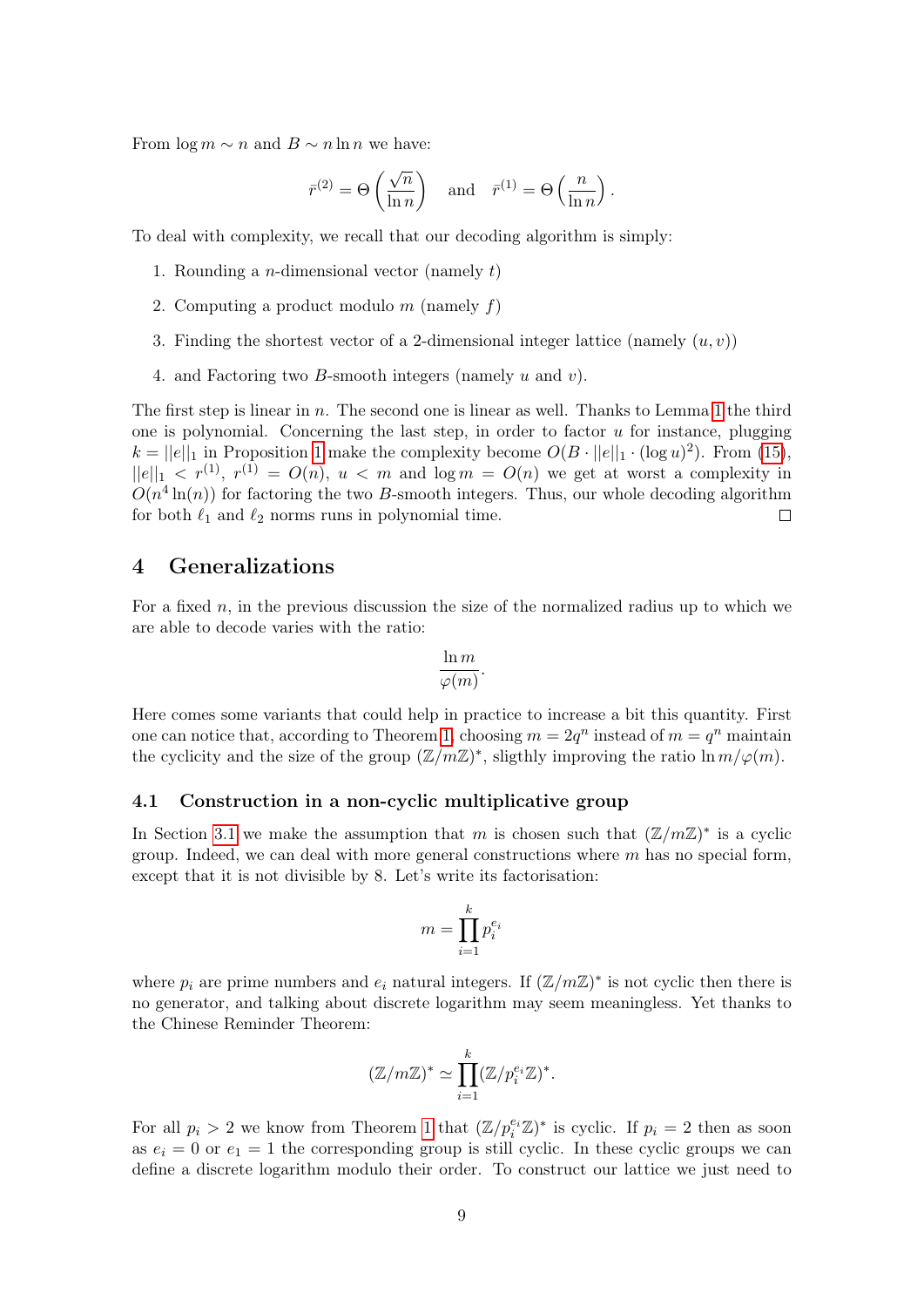From $\log m \sim n$ and $B \sim n \ln n$ we have:

$$\bar{r}^{(2)} = \Theta\left(\frac{\sqrt{n}}{\ln n}\right) \quad \text{and} \quad \bar{r}^{(1)} = \Theta\left(\frac{n}{\ln n}\right).$$

To deal with complexity, we recall that our decoding algorithm is simply:

1. Rounding a $n$-dimensional vector (namely $t$)
2. Computing a product modulo $m$ (namely $f$)
3. Finding the shortest vector of a 2-dimensional integer lattice (namely $(u, v)$)
4. and Factoring two $B$-smooth integers (namely $u$ and $v$).

The first step is linear in $n$. The second one is linear as well. Thanks to Lemma 1 the third one is polynomial. Concerning the last step, in order to factor $u$ for instance, plugging $k = ||e||_1$ in Proposition 1 make the complexity become $O(B \cdot ||e||_1 \cdot (\log u)^2)$. From (15), $||e||_1 < r^{(1)}$, $r^{(1)} = O(n)$, $u < m$ and $\log m = O(n)$ we get at worst a complexity in $O(n^4 \ln(n))$ for factoring the two $B$-smooth integers. Thus, our whole decoding algorithm for both $\ell_1$ and $\ell_2$ norms runs in polynomial time. □

## 4 Generalizations

For a fixed $n$, in the previous discussion the size of the normalized radius up to which we are able to decode varies with the ratio:

$$\frac{\ln m}{\varphi(m)}.$$

Here comes some variants that could help in practice to increase a bit this quantity. First one can notice that, according to Theorem 1, choosing $m = 2q^n$ instead of $m = q^n$ maintain the cyclicity and the size of the group $(\mathbb{Z}/m\mathbb{Z})^*$, sligthly improving the ratio $\ln m/\varphi(m)$.

### 4.1 Construction in a non-cyclic multiplicative group

In Section 3.1 we make the assumption that $m$ is chosen such that $(\mathbb{Z}/m\mathbb{Z})^*$ is a cyclic group. Indeed, we can deal with more general constructions where $m$ has no special form, except that it is not divisible by 8. Let's write its factorisation:

$$m = \prod_{i=1}^{k} p_i^{e_i}$$

where $p_i$ are prime numbers and $e_i$ natural integers. If $(\mathbb{Z}/m\mathbb{Z})^*$ is not cyclic then there is no generator, and talking about discrete logarithm may seem meaningless. Yet thanks to the Chinese Reminder Theorem:

$$(\mathbb{Z}/m\mathbb{Z})^* \simeq \prod_{i=1}^{k} (\mathbb{Z}/p_i^{e_i}\mathbb{Z})^*.$$

For all $p_i > 2$ we know from Theorem 1 that $(\mathbb{Z}/p_i^{e_i}\mathbb{Z})^*$ is cyclic. If $p_i = 2$ then as soon as $e_i = 0$ or $e_1 = 1$ the corresponding group is still cyclic. In these cyclic groups we can define a discrete logarithm modulo their order. To construct our lattice we just need to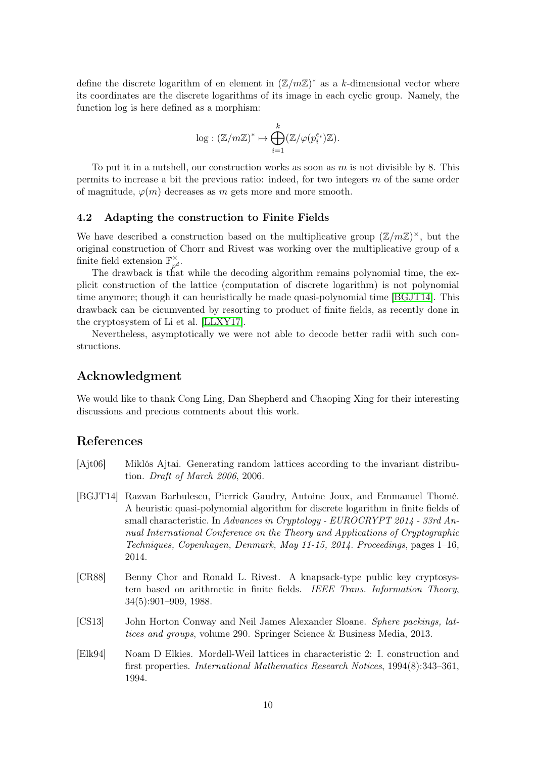define the discrete logarithm of en element in $(\mathbb{Z}/m\mathbb{Z})^*$ as a $k$-dimensional vector where its coordinates are the discrete logarithms of its image in each cyclic group. Namely, the function log is here defined as a morphism:

$$\log : (\mathbb{Z}/m\mathbb{Z})^* \mapsto \bigoplus_{i=1}^{k} (\mathbb{Z}/\varphi(p_i^{e_i})\mathbb{Z}).$$

To put it in a nutshell, our construction works as soon as $m$ is not divisible by 8. This permits to increase a bit the previous ratio: indeed, for two integers $m$ of the same order of magnitude, $\varphi(m)$ decreases as $m$ gets more and more smooth.

### 4.2 Adapting the construction to Finite Fields

We have described a construction based on the multiplicative group $(\mathbb{Z}/m\mathbb{Z})^\times$, but the original construction of Chorr and Rivest was working over the multiplicative group of a finite field extension $\mathbb{F}_{p^d}^\times$.

The drawback is that while the decoding algorithm remains polynomial time, the explicit construction of the lattice (computation of discrete logarithm) is not polynomial time anymore; though it can heuristically be made quasi-polynomial time [BGJT14]. This drawback can be cicumvented by resorting to product of finite fields, as recently done in the cryptosystem of Li et al. [LLXY17].

Nevertheless, asymptotically we were not able to decode better radii with such constructions.

## Acknowledgment

We would like to thank Cong Ling, Dan Shepherd and Chaoping Xing for their interesting discussions and precious comments about this work.

## References

[Ajt06] Miklós Ajtai. Generating random lattices according to the invariant distribution. *Draft of March 2006*, 2006.

[BGJT14] Razvan Barbulescu, Pierrick Gaudry, Antoine Joux, and Emmanuel Thomé. A heuristic quasi-polynomial algorithm for discrete logarithm in finite fields of small characteristic. In *Advances in Cryptology - EUROCRYPT 2014 - 33rd Annual International Conference on the Theory and Applications of Cryptographic Techniques, Copenhagen, Denmark, May 11-15, 2014. Proceedings*, pages 1–16, 2014.

[CR88] Benny Chor and Ronald L. Rivest. A knapsack-type public key cryptosystem based on arithmetic in finite fields. *IEEE Trans. Information Theory*, 34(5):901–909, 1988.

[CS13] John Horton Conway and Neil James Alexander Sloane. *Sphere packings, lattices and groups*, volume 290. Springer Science & Business Media, 2013.

[Elk94] Noam D Elkies. Mordell-Weil lattices in characteristic 2: I. construction and first properties. *International Mathematics Research Notices*, 1994(8):343–361, 1994.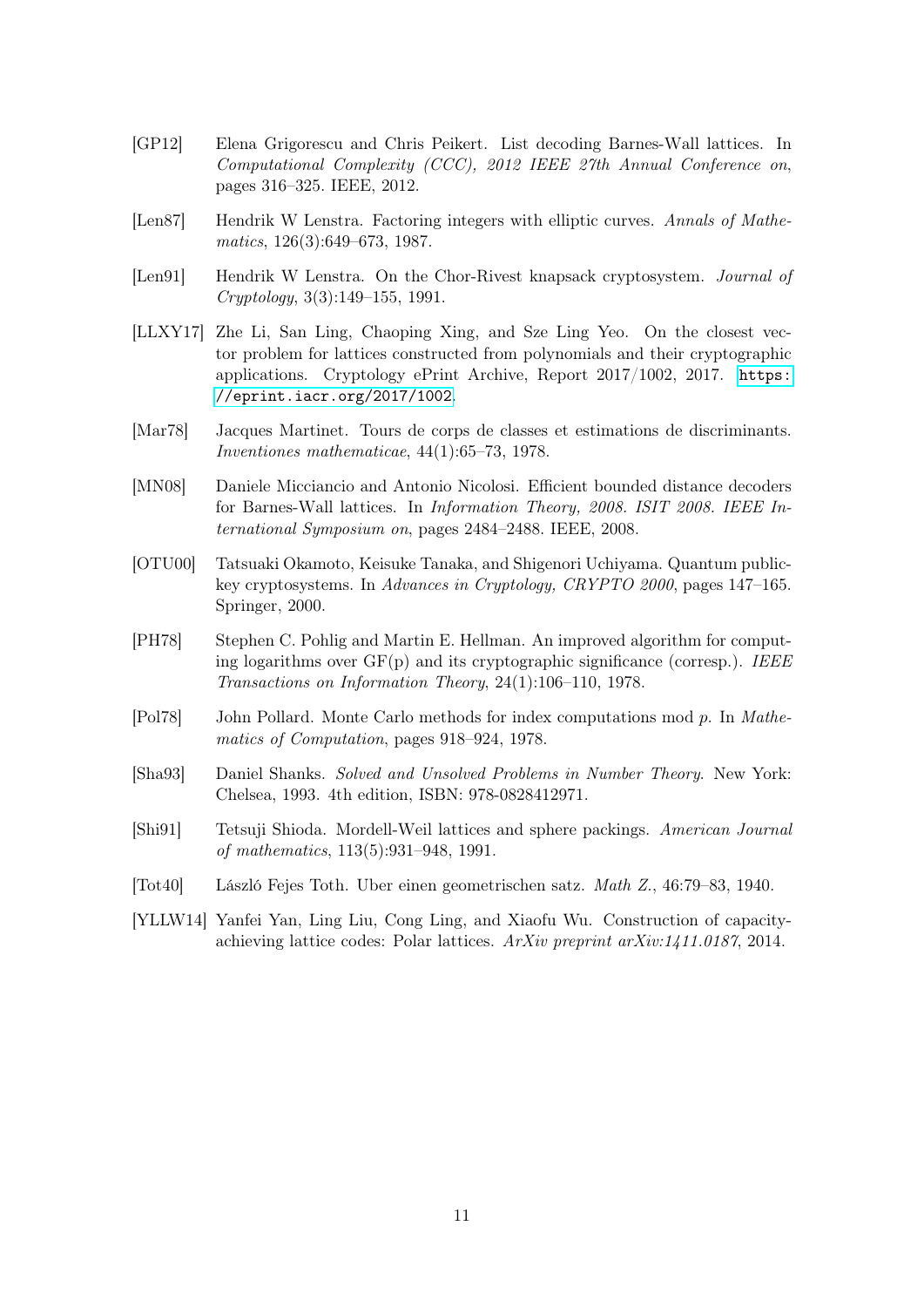[GP12] Elena Grigorescu and Chris Peikert. List decoding Barnes-Wall lattices. In *Computational Complexity (CCC), 2012 IEEE 27th Annual Conference on*, pages 316–325. IEEE, 2012.

[Len87] Hendrik W Lenstra. Factoring integers with elliptic curves. *Annals of Mathematics*, 126(3):649–673, 1987.

[Len91] Hendrik W Lenstra. On the Chor-Rivest knapsack cryptosystem. *Journal of Cryptology*, 3(3):149–155, 1991.

[LLXY17] Zhe Li, San Ling, Chaoping Xing, and Sze Ling Yeo. On the closest vector problem for lattices constructed from polynomials and their cryptographic applications. Cryptology ePrint Archive, Report 2017/1002, 2017. https://eprint.iacr.org/2017/1002.

[Mar78] Jacques Martinet. Tours de corps de classes et estimations de discriminants. *Inventiones mathematicae*, 44(1):65–73, 1978.

[MN08] Daniele Micciancio and Antonio Nicolosi. Efficient bounded distance decoders for Barnes-Wall lattices. In *Information Theory, 2008. ISIT 2008. IEEE International Symposium on*, pages 2484–2488. IEEE, 2008.

[OTU00] Tatsuaki Okamoto, Keisuke Tanaka, and Shigenori Uchiyama. Quantum public-key cryptosystems. In *Advances in Cryptology, CRYPTO 2000*, pages 147–165. Springer, 2000.

[PH78] Stephen C. Pohlig and Martin E. Hellman. An improved algorithm for computing logarithms over GF(p) and its cryptographic significance (corresp.). *IEEE Transactions on Information Theory*, 24(1):106–110, 1978.

[Pol78] John Pollard. Monte Carlo methods for index computations mod $p$. In *Mathematics of Computation*, pages 918–924, 1978.

[Sha93] Daniel Shanks. *Solved and Unsolved Problems in Number Theory*. New York: Chelsea, 1993. 4th edition, ISBN: 978-0828412971.

[Shi91] Tetsuji Shioda. Mordell-Weil lattices and sphere packings. *American Journal of mathematics*, 113(5):931–948, 1991.

[Tot40] László Fejes Toth. Uber einen geometrischen satz. *Math Z.*, 46:79–83, 1940.

[YLLW14] Yanfei Yan, Ling Liu, Cong Ling, and Xiaofu Wu. Construction of capacity-achieving lattice codes: Polar lattices. *ArXiv preprint arXiv:1411.0187*, 2014.